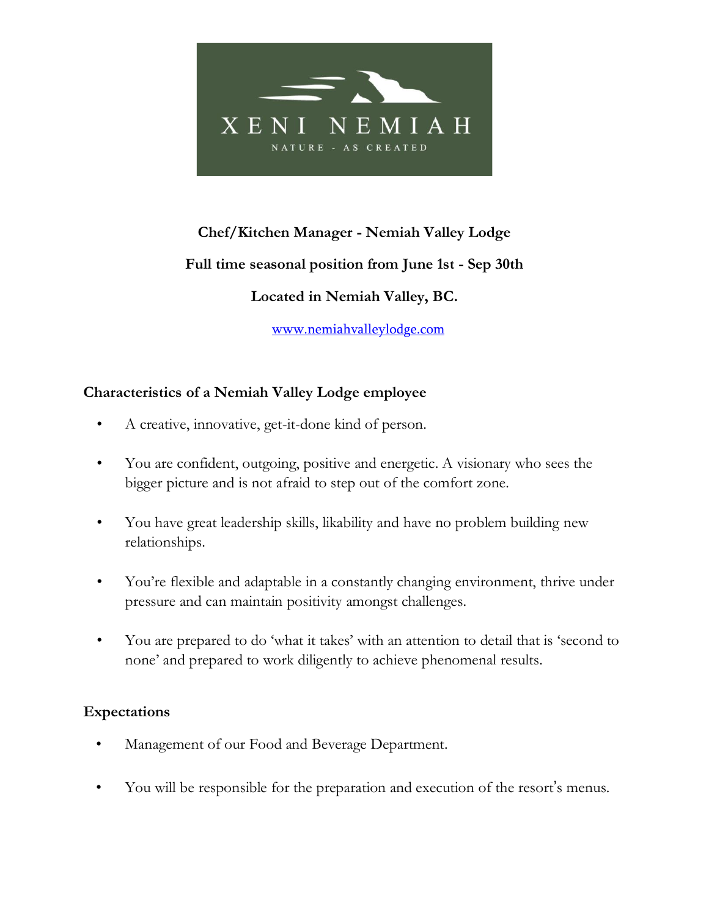XENI NEMIAH

NATURE - AS CREATED

**Chef/Kitchen Manager - Nemiah Valley Lodge**

**Full time seasonal position from June 1st - Sep 30th**

**Located in Nemiah Valley, BC.**

www.nemiahvalleylodge.com

### Characteristics of a Nemiah Valley Lodge employee

- A creative, innovative, get-it-done kind of person.
- You are confident, outgoing, positive and energetic. A visionary who sees the bigger picture and is not afraid to step out of the comfort zone.
- You have great leadership skills, likability and have no problem building new relationships.
- You're flexible and adaptable in a constantly changing environment, thrive under pressure and can maintain positivity amongst challenges.
- You are prepared to do 'what it takes' with an attention to detail that is 'second to none' and prepared to work diligently to achieve phenomenal results.

### Expectations

- Management of our Food and Beverage Department.
- You will be responsible for the preparation and execution of the resort's menus.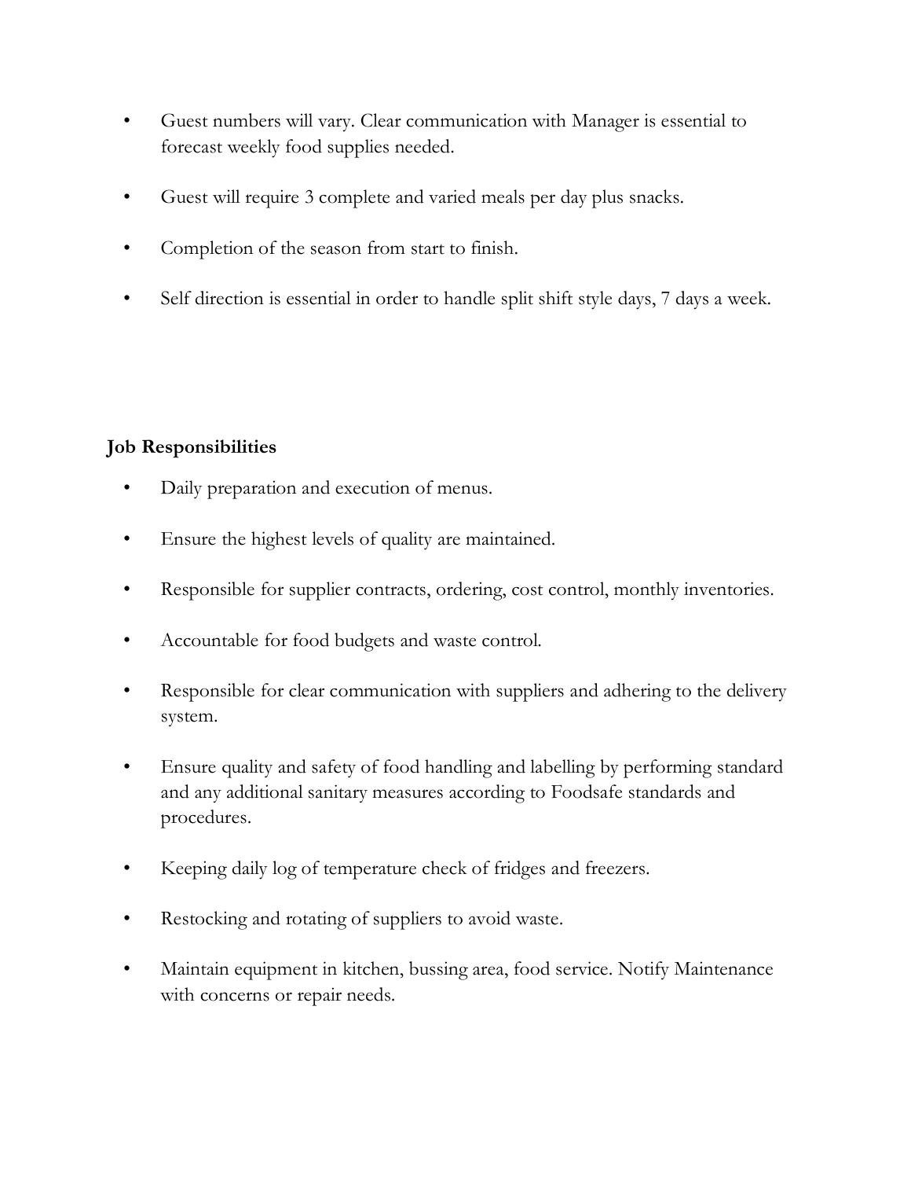- Guest numbers will vary. Clear communication with Manager is essential to forecast weekly food supplies needed.
- Guest will require 3 complete and varied meals per day plus snacks.
- Completion of the season from start to finish.
- Self direction is essential in order to handle split shift style days, 7 days a week.

**Job Responsibilities**

- Daily preparation and execution of menus.
- Ensure the highest levels of quality are maintained.
- Responsible for supplier contracts, ordering, cost control, monthly inventories.
- Accountable for food budgets and waste control.
- Responsible for clear communication with suppliers and adhering to the delivery system.
- Ensure quality and safety of food handling and labelling by performing standard and any additional sanitary measures according to Foodsafe standards and procedures.
- Keeping daily log of temperature check of fridges and freezers.
- Restocking and rotating of suppliers to avoid waste.
- Maintain equipment in kitchen, bussing area, food service. Notify Maintenance with concerns or repair needs.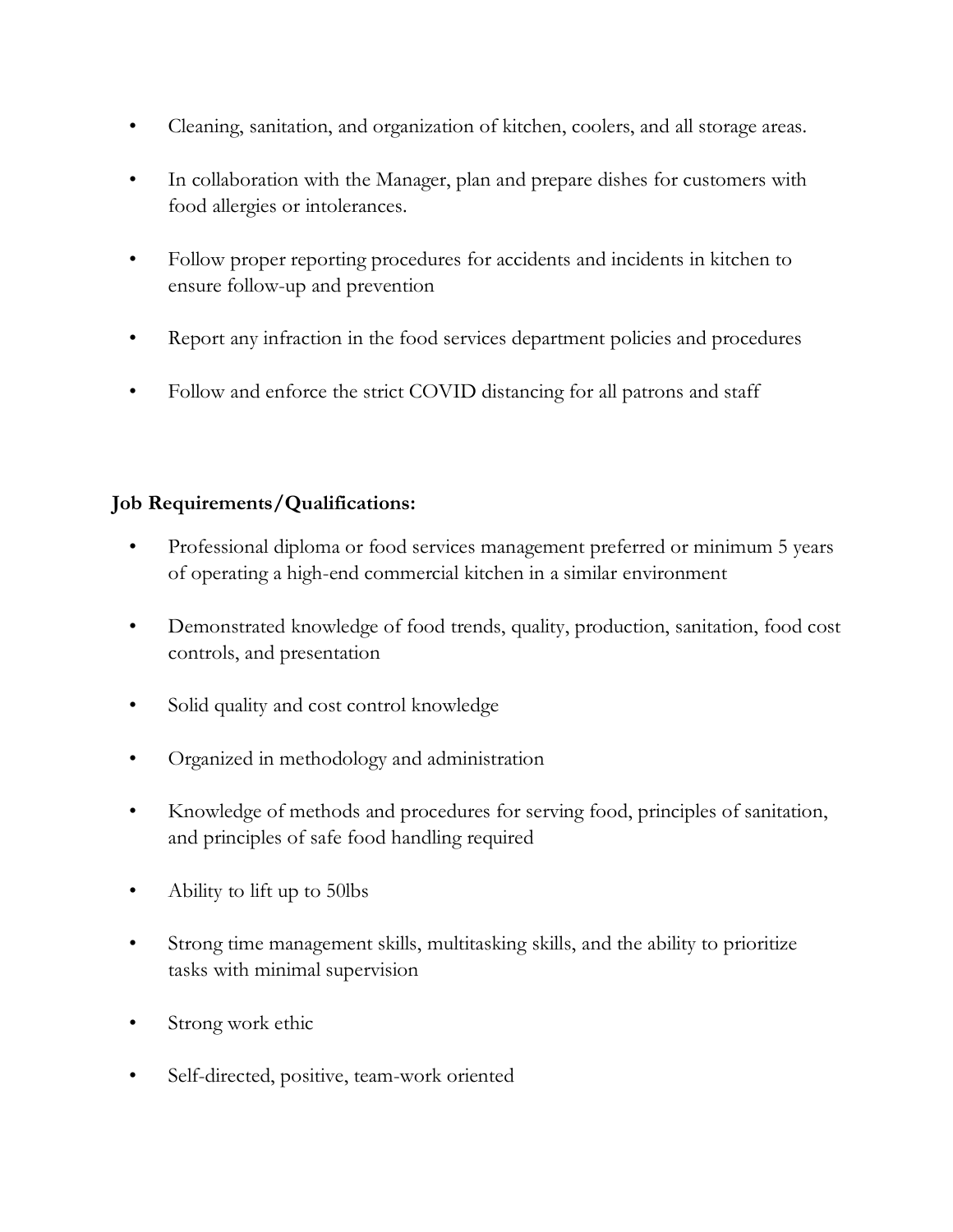- Cleaning, sanitation, and organization of kitchen, coolers, and all storage areas.
- In collaboration with the Manager, plan and prepare dishes for customers with food allergies or intolerances.
- Follow proper reporting procedures for accidents and incidents in kitchen to ensure follow-up and prevention
- Report any infraction in the food services department policies and procedures
- Follow and enforce the strict COVID distancing for all patrons and staff

**Job Requirements/Qualifications:**

- Professional diploma or food services management preferred or minimum 5 years of operating a high-end commercial kitchen in a similar environment
- Demonstrated knowledge of food trends, quality, production, sanitation, food cost controls, and presentation
- Solid quality and cost control knowledge
- Organized in methodology and administration
- Knowledge of methods and procedures for serving food, principles of sanitation, and principles of safe food handling required
- Ability to lift up to 50lbs
- Strong time management skills, multitasking skills, and the ability to prioritize tasks with minimal supervision
- Strong work ethic
- Self-directed, positive, team-work oriented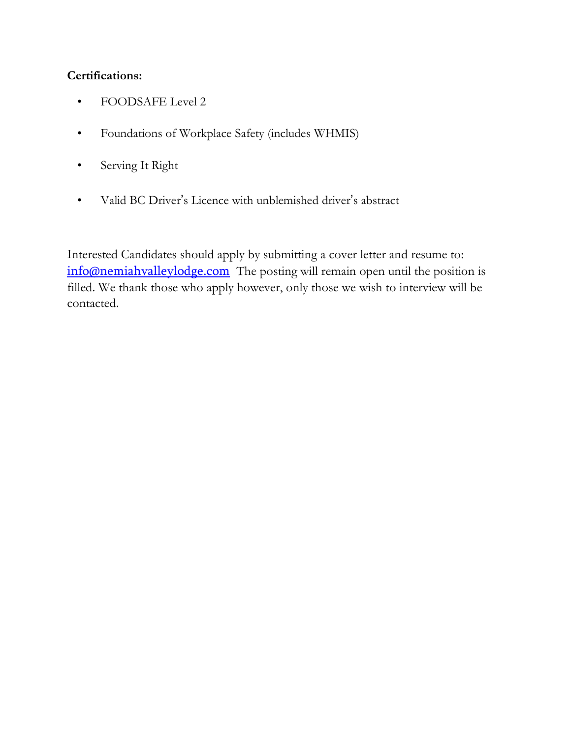**Certifications:**

- FOODSAFE Level 2
- Foundations of Workplace Safety (includes WHMIS)
- Serving It Right
- Valid BC Driver's Licence with unblemished driver's abstract

Interested Candidates should apply by submitting a cover letter and resume to: info@nemiahvalleylodge.com The posting will remain open until the position is filled. We thank those who apply however, only those we wish to interview will be contacted.